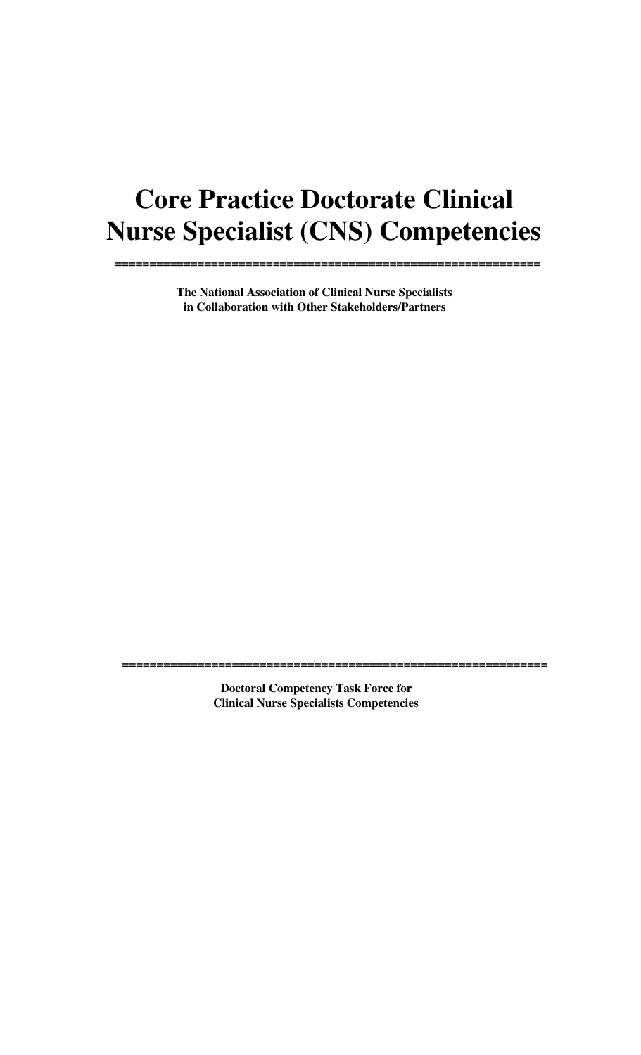# Core Practice Doctorate Clinical Nurse Specialist (CNS) Competencies

**The National Association of Clinical Nurse Specialists in Collaboration with Other Stakeholders/Partners**

**Doctoral Competency Task Force for Clinical Nurse Specialists Competencies**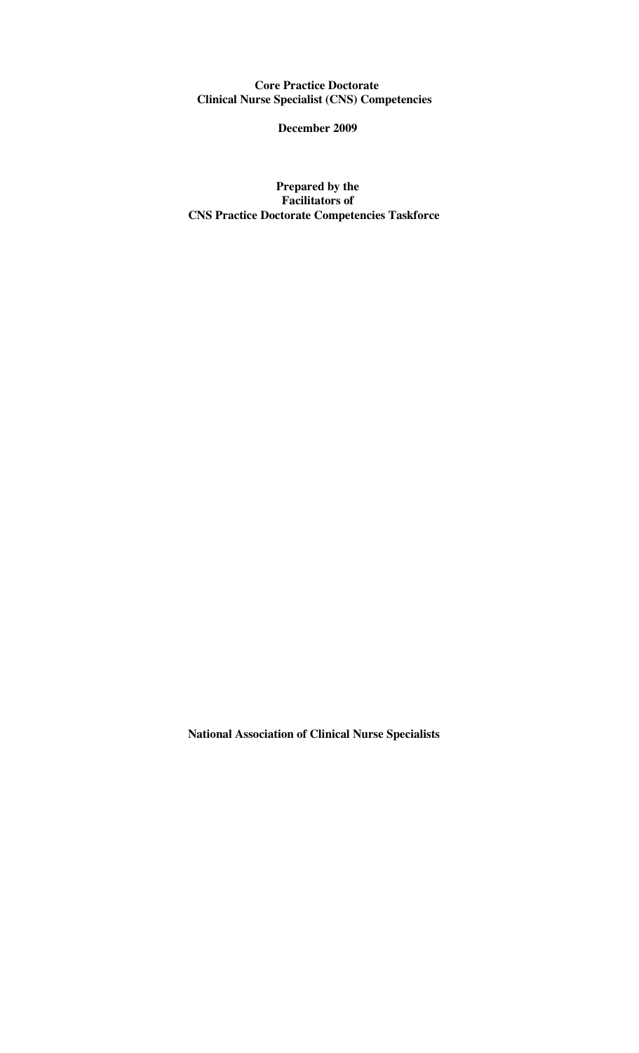**Core Practice Doctorate**
**Clinical Nurse Specialist (CNS) Competencies**

**December 2009**

**Prepared by the**
**Facilitators of**
**CNS Practice Doctorate Competencies Taskforce**

**National Association of Clinical Nurse Specialists**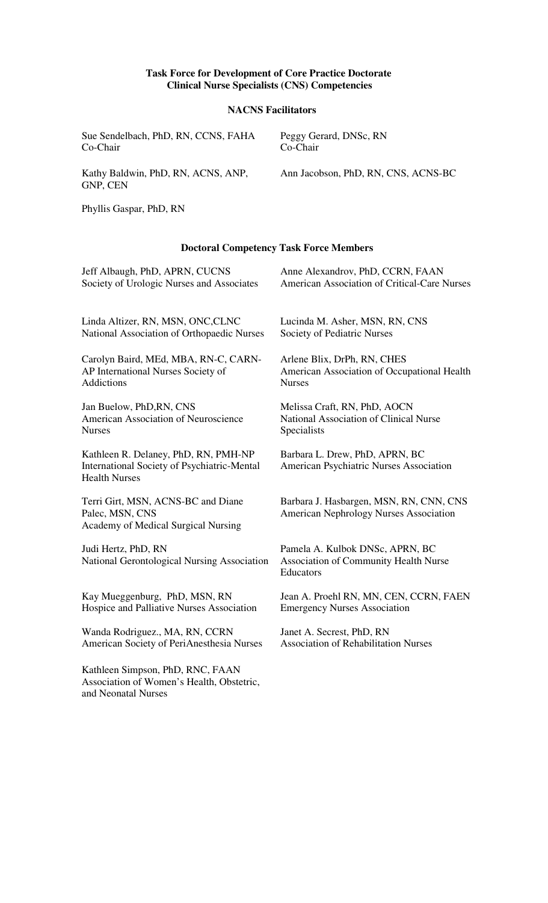**Task Force for Development of Core Practice Doctorate Clinical Nurse Specialists (CNS) Competencies**

**NACNS Facilitators**

Sue Sendelbach, PhD, RN, CCNS, FAHA
Co-Chair

Peggy Gerard, DNSc, RN
Co-Chair

Kathy Baldwin, PhD, RN, ACNS, ANP, GNP, CEN

Ann Jacobson, PhD, RN, CNS, ACNS-BC

Phyllis Gaspar, PhD, RN

**Doctoral Competency Task Force Members**

Jeff Albaugh, PhD, APRN, CUCNS
Society of Urologic Nurses and Associates

Anne Alexandrov, PhD, CCRN, FAAN
American Association of Critical-Care Nurses

Linda Altizer, RN, MSN, ONC,CLNC
National Association of Orthopaedic Nurses

Lucinda M. Asher, MSN, RN, CNS
Society of Pediatric Nurses

Carolyn Baird, MEd, MBA, RN-C, CARN-AP International Nurses Society of Addictions

Arlene Blix, DrPh, RN, CHES
American Association of Occupational Health Nurses

Jan Buelow, PhD,RN, CNS
American Association of Neuroscience Nurses

Melissa Craft, RN, PhD, AOCN
National Association of Clinical Nurse Specialists

Kathleen R. Delaney, PhD, RN, PMH-NP
International Society of Psychiatric-Mental Health Nurses

Barbara L. Drew, PhD, APRN, BC
American Psychiatric Nurses Association

Terri Girt, MSN, ACNS-BC and Diane Palec, MSN, CNS
Academy of Medical Surgical Nursing

Barbara J. Hasbargen, MSN, RN, CNN, CNS
American Nephrology Nurses Association

Judi Hertz, PhD, RN
National Gerontological Nursing Association

Pamela A. Kulbok DNSc, APRN, BC
Association of Community Health Nurse Educators

Kay Mueggenburg, PhD, MSN, RN
Hospice and Palliative Nurses Association

Jean A. Proehl RN, MN, CEN, CCRN, FAEN
Emergency Nurses Association

Wanda Rodriguez., MA, RN, CCRN
American Society of PeriAnesthesia Nurses

Janet A. Secrest, PhD, RN
Association of Rehabilitation Nurses

Kathleen Simpson, PhD, RNC, FAAN
Association of Women's Health, Obstetric, and Neonatal Nurses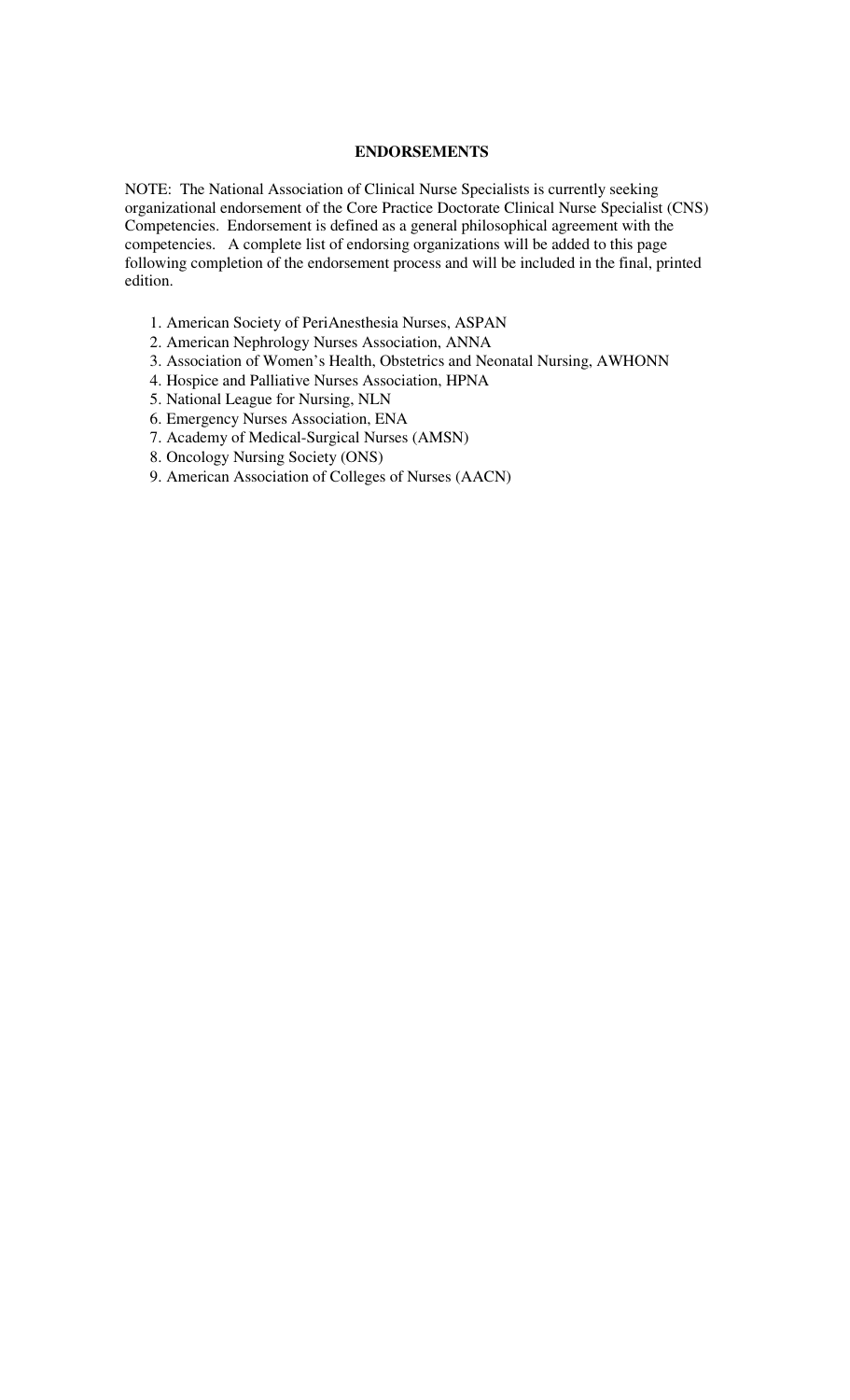# ENDORSEMENTS

NOTE: The National Association of Clinical Nurse Specialists is currently seeking organizational endorsement of the Core Practice Doctorate Clinical Nurse Specialist (CNS) Competencies. Endorsement is defined as a general philosophical agreement with the competencies. A complete list of endorsing organizations will be added to this page following completion of the endorsement process and will be included in the final, printed edition.

1. American Society of PeriAnesthesia Nurses, ASPAN
2. American Nephrology Nurses Association, ANNA
3. Association of Women's Health, Obstetrics and Neonatal Nursing, AWHONN
4. Hospice and Palliative Nurses Association, HPNA
5. National League for Nursing, NLN
6. Emergency Nurses Association, ENA
7. Academy of Medical-Surgical Nurses (AMSN)
8. Oncology Nursing Society (ONS)
9. American Association of Colleges of Nurses (AACN)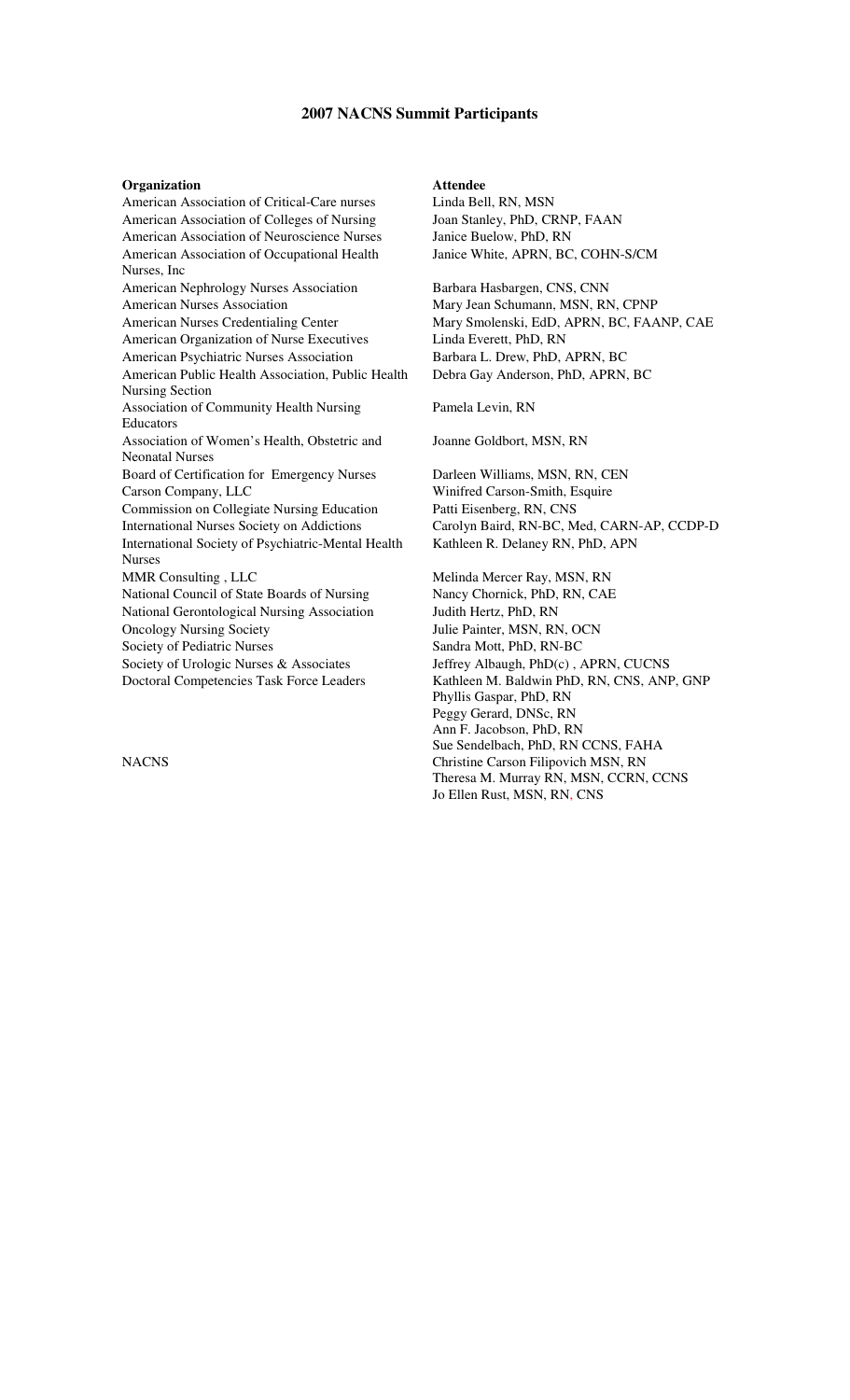## 2007 NACNS Summit Participants

| Organization | Attendee |
|---|---|
| American Association of Critical-Care nurses | Linda Bell, RN, MSN |
| American Association of Colleges of Nursing | Joan Stanley, PhD, CRNP, FAAN |
| American Association of Neuroscience Nurses | Janice Buelow, PhD, RN |
| American Association of Occupational Health Nurses, Inc | Janice White, APRN, BC, COHN-S/CM |
| American Nephrology Nurses Association | Barbara Hasbargen, CNS, CNN |
| American Nurses Association | Mary Jean Schumann, MSN, RN, CPNP |
| American Nurses Credentialing Center | Mary Smolenski, EdD, APRN, BC, FAANP, CAE |
| American Organization of Nurse Executives | Linda Everett, PhD, RN |
| American Psychiatric Nurses Association | Barbara L. Drew, PhD, APRN, BC |
| American Public Health Association, Public Health Nursing Section | Debra Gay Anderson, PhD, APRN, BC |
| Association of Community Health Nursing Educators | Pamela Levin, RN |
| Association of Women's Health, Obstetric and Neonatal Nurses | Joanne Goldbort, MSN, RN |
| Board of Certification for Emergency Nurses | Darleen Williams, MSN, RN, CEN |
| Carson Company, LLC | Winifred Carson-Smith, Esquire |
| Commission on Collegiate Nursing Education | Patti Eisenberg, RN, CNS |
| International Nurses Society on Addictions | Carolyn Baird, RN-BC, Med, CARN-AP, CCDP-D |
| International Society of Psychiatric-Mental Health Nurses | Kathleen R. Delaney RN, PhD, APN |
| MMR Consulting , LLC | Melinda Mercer Ray, MSN, RN |
| National Council of State Boards of Nursing | Nancy Chornick, PhD, RN, CAE |
| National Gerontological Nursing Association | Judith Hertz, PhD, RN |
| Oncology Nursing Society | Julie Painter, MSN, RN, OCN |
| Society of Pediatric Nurses | Sandra Mott, PhD, RN-BC |
| Society of Urologic Nurses & Associates | Jeffrey Albaugh, PhD(c) , APRN, CUCNS |
| Doctoral Competencies Task Force Leaders | Kathleen M. Baldwin PhD, RN, CNS, ANP, GNP |
| | Phyllis Gaspar, PhD, RN |
| | Peggy Gerard, DNSc, RN |
| | Ann F. Jacobson, PhD, RN |
| | Sue Sendelbach, PhD, RN CCNS, FAHA |
| NACNS | Christine Carson Filipovich MSN, RN |
| | Theresa M. Murray RN, MSN, CCRN, CCNS |
| | Jo Ellen Rust, MSN, RN, CNS |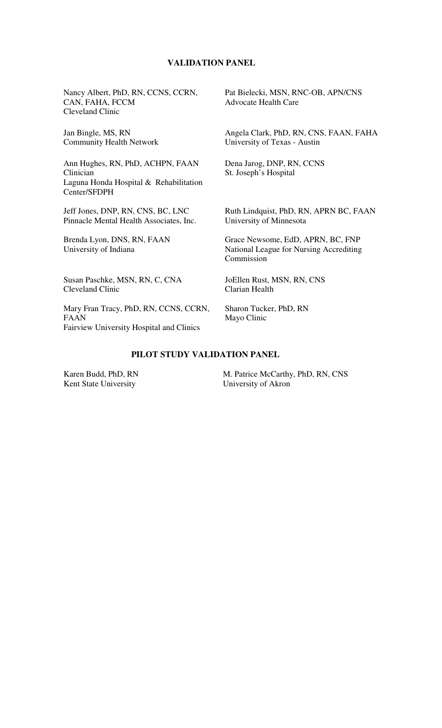## VALIDATION PANEL

Nancy Albert, PhD, RN, CCNS, CCRN, CAN, FAHA, FCCM
Cleveland Clinic

Pat Bielecki, MSN, RNC-OB, APN/CNS
Advocate Health Care

Jan Bingle, MS, RN
Community Health Network

Angela Clark, PhD, RN, CNS, FAAN, FAHA
University of Texas - Austin

Ann Hughes, RN, PhD, ACHPN, FAAN
Clinician
Laguna Honda Hospital & Rehabilitation Center/SFDPH

Dena Jarog, DNP, RN, CCNS
St. Joseph's Hospital

Jeff Jones, DNP, RN, CNS, BC, LNC
Pinnacle Mental Health Associates, Inc.

Ruth Lindquist, PhD, RN, APRN BC, FAAN
University of Minnesota

Brenda Lyon, DNS, RN, FAAN
University of Indiana

Grace Newsome, EdD, APRN, BC, FNP
National League for Nursing Accrediting Commission

Susan Paschke, MSN, RN, C, CNA
Cleveland Clinic

JoEllen Rust, MSN, RN, CNS
Clarian Health

Mary Fran Tracy, PhD, RN, CCNS, CCRN, FAAN
Fairview University Hospital and Clinics

Sharon Tucker, PhD, RN
Mayo Clinic

## PILOT STUDY VALIDATION PANEL

Karen Budd, PhD, RN
Kent State University

M. Patrice McCarthy, PhD, RN, CNS
University of Akron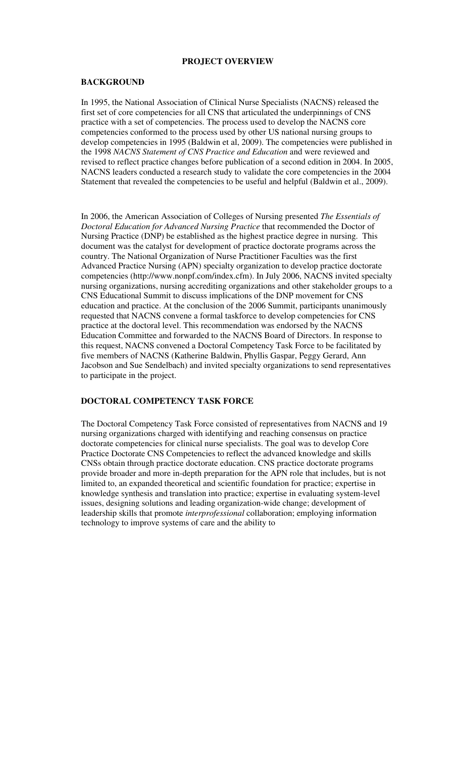# PROJECT OVERVIEW

## BACKGROUND

In 1995, the National Association of Clinical Nurse Specialists (NACNS) released the first set of core competencies for all CNS that articulated the underpinnings of CNS practice with a set of competencies. The process used to develop the NACNS core competencies conformed to the process used by other US national nursing groups to develop competencies in 1995 (Baldwin et al, 2009). The competencies were published in the 1998 *NACNS Statement of CNS Practice and Education* and were reviewed and revised to reflect practice changes before publication of a second edition in 2004. In 2005, NACNS leaders conducted a research study to validate the core competencies in the 2004 Statement that revealed the competencies to be useful and helpful (Baldwin et al., 2009).

In 2006, the American Association of Colleges of Nursing presented *The Essentials of Doctoral Education for Advanced Nursing Practice* that recommended the Doctor of Nursing Practice (DNP) be established as the highest practice degree in nursing. This document was the catalyst for development of practice doctorate programs across the country. The National Organization of Nurse Practitioner Faculties was the first Advanced Practice Nursing (APN) specialty organization to develop practice doctorate competencies (http://www.nonpf.com/index.cfm). In July 2006, NACNS invited specialty nursing organizations, nursing accrediting organizations and other stakeholder groups to a CNS Educational Summit to discuss implications of the DNP movement for CNS education and practice. At the conclusion of the 2006 Summit, participants unanimously requested that NACNS convene a formal taskforce to develop competencies for CNS practice at the doctoral level. This recommendation was endorsed by the NACNS Education Committee and forwarded to the NACNS Board of Directors. In response to this request, NACNS convened a Doctoral Competency Task Force to be facilitated by five members of NACNS (Katherine Baldwin, Phyllis Gaspar, Peggy Gerard, Ann Jacobson and Sue Sendelbach) and invited specialty organizations to send representatives to participate in the project.

## DOCTORAL COMPETENCY TASK FORCE

The Doctoral Competency Task Force consisted of representatives from NACNS and 19 nursing organizations charged with identifying and reaching consensus on practice doctorate competencies for clinical nurse specialists. The goal was to develop Core Practice Doctorate CNS Competencies to reflect the advanced knowledge and skills CNSs obtain through practice doctorate education. CNS practice doctorate programs provide broader and more in-depth preparation for the APN role that includes, but is not limited to, an expanded theoretical and scientific foundation for practice; expertise in knowledge synthesis and translation into practice; expertise in evaluating system-level issues, designing solutions and leading organization-wide change; development of leadership skills that promote *interprofessional* collaboration; employing information technology to improve systems of care and the ability to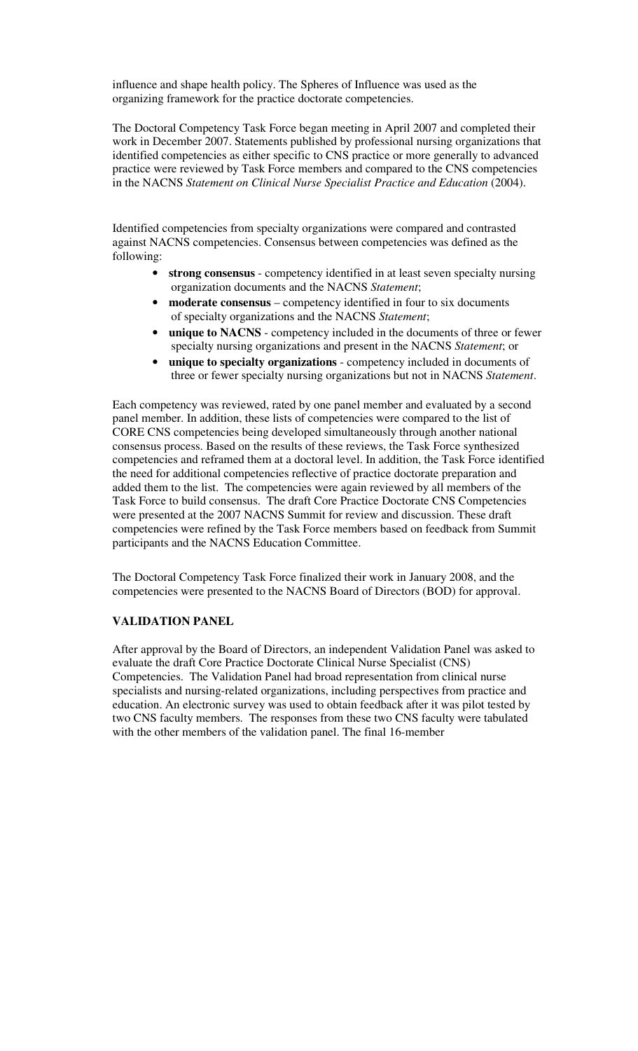influence and shape health policy. The Spheres of Influence was used as the organizing framework for the practice doctorate competencies.

The Doctoral Competency Task Force began meeting in April 2007 and completed their work in December 2007. Statements published by professional nursing organizations that identified competencies as either specific to CNS practice or more generally to advanced practice were reviewed by Task Force members and compared to the CNS competencies in the NACNS *Statement on Clinical Nurse Specialist Practice and Education* (2004).

Identified competencies from specialty organizations were compared and contrasted against NACNS competencies. Consensus between competencies was defined as the following:

- **strong consensus** - competency identified in at least seven specialty nursing organization documents and the NACNS *Statement*;
- **moderate consensus** – competency identified in four to six documents of specialty organizations and the NACNS *Statement*;
- **unique to NACNS** - competency included in the documents of three or fewer specialty nursing organizations and present in the NACNS *Statement*; or
- **unique to specialty organizations** - competency included in documents of three or fewer specialty nursing organizations but not in NACNS *Statement*.

Each competency was reviewed, rated by one panel member and evaluated by a second panel member. In addition, these lists of competencies were compared to the list of CORE CNS competencies being developed simultaneously through another national consensus process. Based on the results of these reviews, the Task Force synthesized competencies and reframed them at a doctoral level. In addition, the Task Force identified the need for additional competencies reflective of practice doctorate preparation and added them to the list. The competencies were again reviewed by all members of the Task Force to build consensus. The draft Core Practice Doctorate CNS Competencies were presented at the 2007 NACNS Summit for review and discussion. These draft competencies were refined by the Task Force members based on feedback from Summit participants and the NACNS Education Committee.

The Doctoral Competency Task Force finalized their work in January 2008, and the competencies were presented to the NACNS Board of Directors (BOD) for approval.

**VALIDATION PANEL**

After approval by the Board of Directors, an independent Validation Panel was asked to evaluate the draft Core Practice Doctorate Clinical Nurse Specialist (CNS) Competencies. The Validation Panel had broad representation from clinical nurse specialists and nursing-related organizations, including perspectives from practice and education. An electronic survey was used to obtain feedback after it was pilot tested by two CNS faculty members. The responses from these two CNS faculty were tabulated with the other members of the validation panel. The final 16-member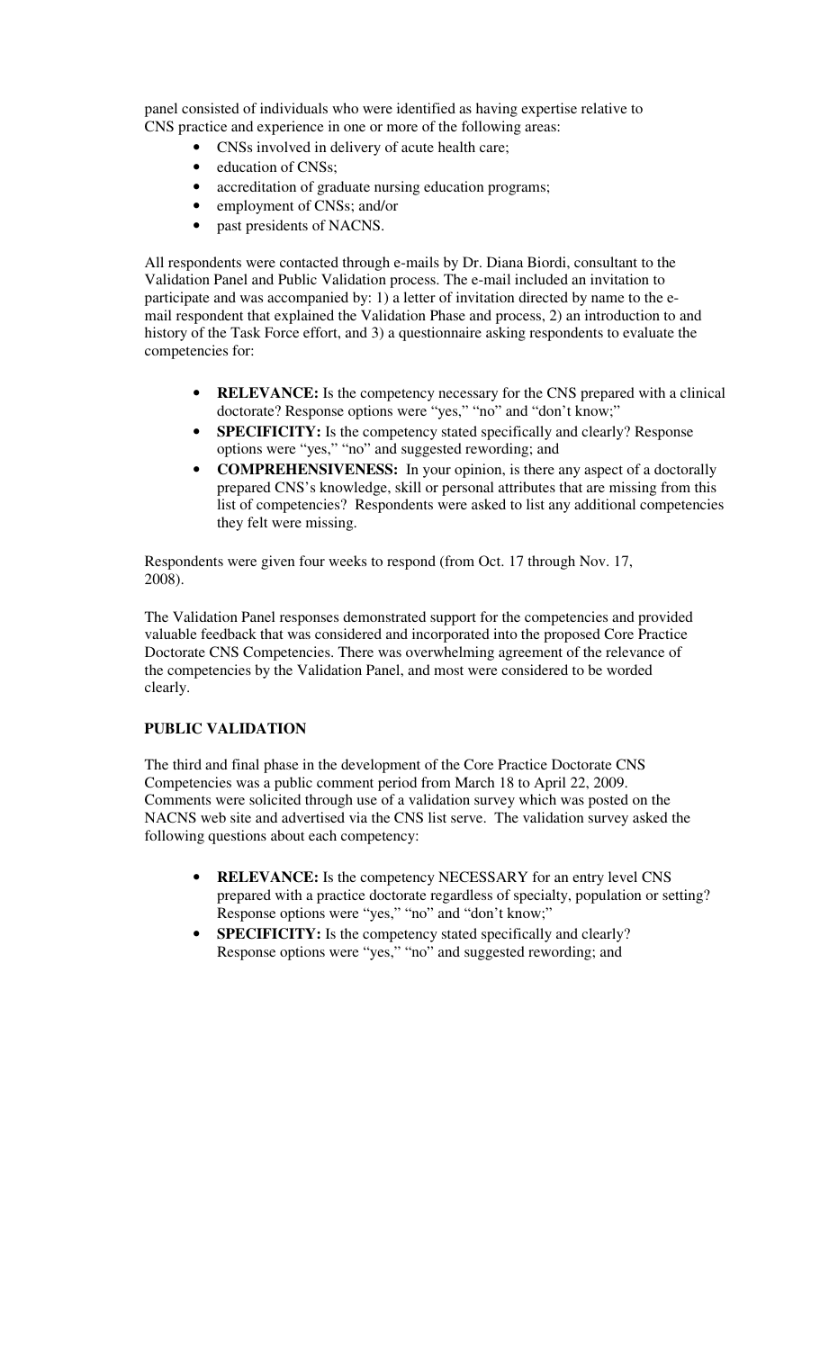panel consisted of individuals who were identified as having expertise relative to CNS practice and experience in one or more of the following areas:

- CNSs involved in delivery of acute health care;
- education of CNSs;
- accreditation of graduate nursing education programs;
- employment of CNSs; and/or
- past presidents of NACNS.

All respondents were contacted through e-mails by Dr. Diana Biordi, consultant to the Validation Panel and Public Validation process. The e-mail included an invitation to participate and was accompanied by: 1) a letter of invitation directed by name to the e-mail respondent that explained the Validation Phase and process, 2) an introduction to and history of the Task Force effort, and 3) a questionnaire asking respondents to evaluate the competencies for:

- **RELEVANCE:** Is the competency necessary for the CNS prepared with a clinical doctorate? Response options were "yes," "no" and "don't know;"
- **SPECIFICITY:** Is the competency stated specifically and clearly? Response options were "yes," "no" and suggested rewording; and
- **COMPREHENSIVENESS:** In your opinion, is there any aspect of a doctorally prepared CNS's knowledge, skill or personal attributes that are missing from this list of competencies? Respondents were asked to list any additional competencies they felt were missing.

Respondents were given four weeks to respond (from Oct. 17 through Nov. 17, 2008).

The Validation Panel responses demonstrated support for the competencies and provided valuable feedback that was considered and incorporated into the proposed Core Practice Doctorate CNS Competencies. There was overwhelming agreement of the relevance of the competencies by the Validation Panel, and most were considered to be worded clearly.

**PUBLIC VALIDATION**

The third and final phase in the development of the Core Practice Doctorate CNS Competencies was a public comment period from March 18 to April 22, 2009. Comments were solicited through use of a validation survey which was posted on the NACNS web site and advertised via the CNS list serve. The validation survey asked the following questions about each competency:

- **RELEVANCE:** Is the competency NECESSARY for an entry level CNS prepared with a practice doctorate regardless of specialty, population or setting? Response options were "yes," "no" and "don't know;"
- **SPECIFICITY:** Is the competency stated specifically and clearly? Response options were "yes," "no" and suggested rewording; and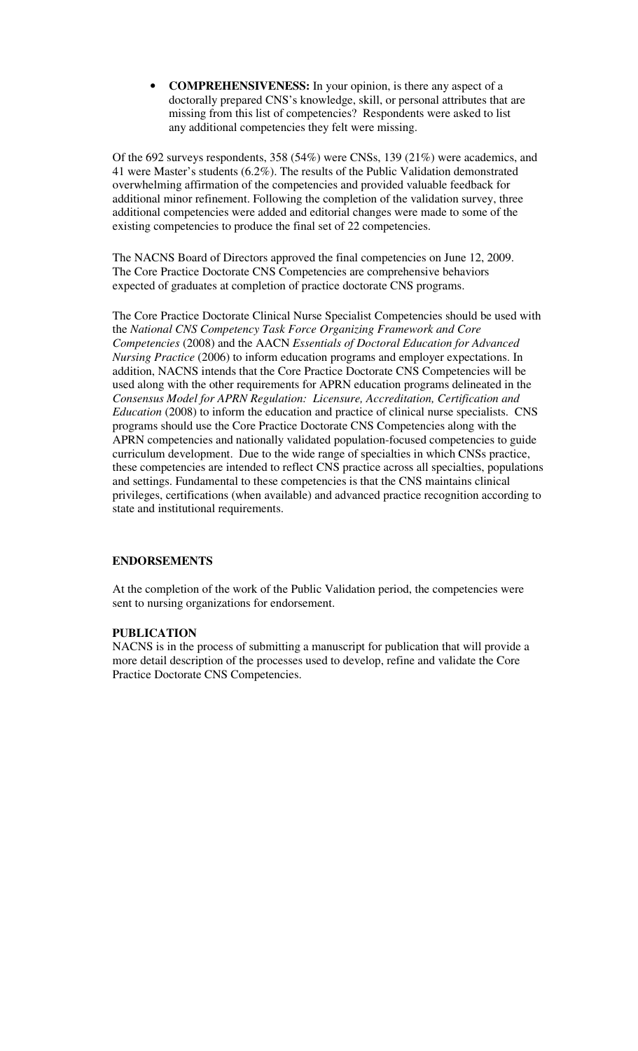- **COMPREHENSIVENESS:** In your opinion, is there any aspect of a doctorally prepared CNS's knowledge, skill, or personal attributes that are missing from this list of competencies? Respondents were asked to list any additional competencies they felt were missing.

Of the 692 surveys respondents, 358 (54%) were CNSs, 139 (21%) were academics, and 41 were Master's students (6.2%). The results of the Public Validation demonstrated overwhelming affirmation of the competencies and provided valuable feedback for additional minor refinement. Following the completion of the validation survey, three additional competencies were added and editorial changes were made to some of the existing competencies to produce the final set of 22 competencies.

The NACNS Board of Directors approved the final competencies on June 12, 2009. The Core Practice Doctorate CNS Competencies are comprehensive behaviors expected of graduates at completion of practice doctorate CNS programs.

The Core Practice Doctorate Clinical Nurse Specialist Competencies should be used with the *National CNS Competency Task Force Organizing Framework and Core Competencies* (2008) and the AACN *Essentials of Doctoral Education for Advanced Nursing Practice* (2006) to inform education programs and employer expectations. In addition, NACNS intends that the Core Practice Doctorate CNS Competencies will be used along with the other requirements for APRN education programs delineated in the *Consensus Model for APRN Regulation: Licensure, Accreditation, Certification and Education* (2008) to inform the education and practice of clinical nurse specialists. CNS programs should use the Core Practice Doctorate CNS Competencies along with the APRN competencies and nationally validated population-focused competencies to guide curriculum development. Due to the wide range of specialties in which CNSs practice, these competencies are intended to reflect CNS practice across all specialties, populations and settings. Fundamental to these competencies is that the CNS maintains clinical privileges, certifications (when available) and advanced practice recognition according to state and institutional requirements.

## ENDORSEMENTS

At the completion of the work of the Public Validation period, the competencies were sent to nursing organizations for endorsement.

## PUBLICATION

NACNS is in the process of submitting a manuscript for publication that will provide a more detail description of the processes used to develop, refine and validate the Core Practice Doctorate CNS Competencies.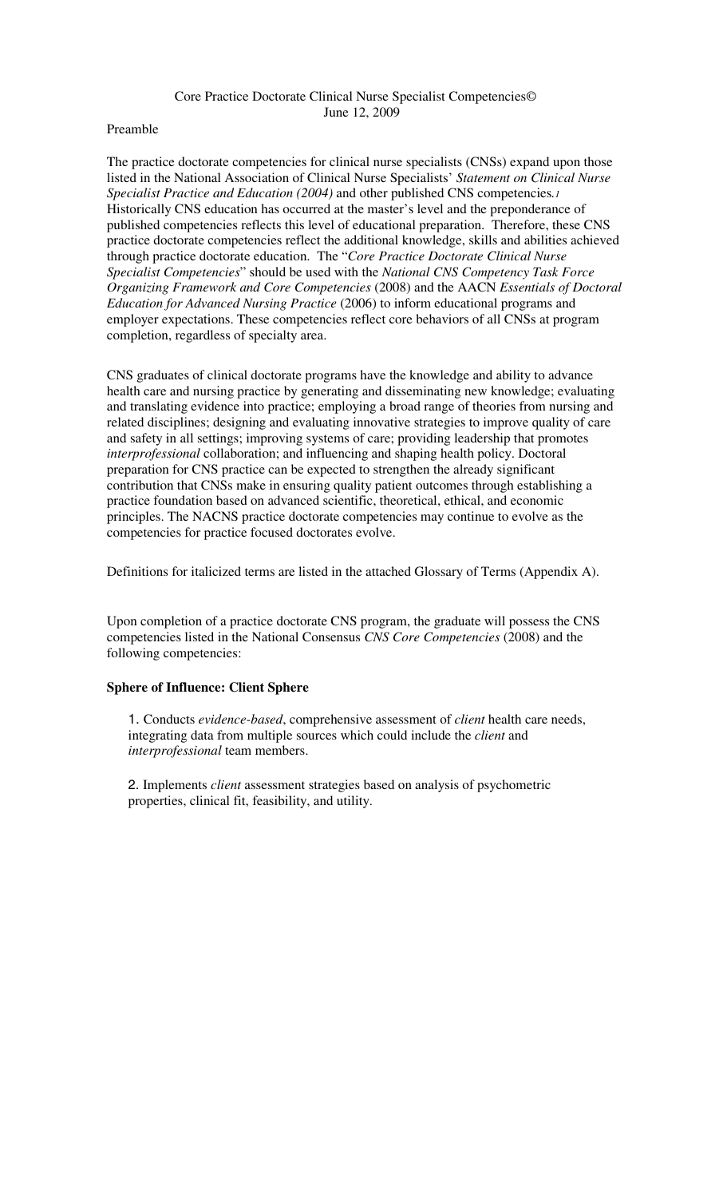Core Practice Doctorate Clinical Nurse Specialist Competencies©
June 12, 2009

Preamble

The practice doctorate competencies for clinical nurse specialists (CNSs) expand upon those listed in the National Association of Clinical Nurse Specialists' *Statement on Clinical Nurse Specialist Practice and Education (2004)* and other published CNS competencies.[1] Historically CNS education has occurred at the master's level and the preponderance of published competencies reflects this level of educational preparation. Therefore, these CNS practice doctorate competencies reflect the additional knowledge, skills and abilities achieved through practice doctorate education. The "*Core Practice Doctorate Clinical Nurse Specialist Competencies*" should be used with the *National CNS Competency Task Force Organizing Framework and Core Competencies* (2008) and the AACN *Essentials of Doctoral Education for Advanced Nursing Practice* (2006) to inform educational programs and employer expectations. These competencies reflect core behaviors of all CNSs at program completion, regardless of specialty area.

CNS graduates of clinical doctorate programs have the knowledge and ability to advance health care and nursing practice by generating and disseminating new knowledge; evaluating and translating evidence into practice; employing a broad range of theories from nursing and related disciplines; designing and evaluating innovative strategies to improve quality of care and safety in all settings; improving systems of care; providing leadership that promotes *interprofessional* collaboration; and influencing and shaping health policy. Doctoral preparation for CNS practice can be expected to strengthen the already significant contribution that CNSs make in ensuring quality patient outcomes through establishing a practice foundation based on advanced scientific, theoretical, ethical, and economic principles. The NACNS practice doctorate competencies may continue to evolve as the competencies for practice focused doctorates evolve.

Definitions for italicized terms are listed in the attached Glossary of Terms (Appendix A).

Upon completion of a practice doctorate CNS program, the graduate will possess the CNS competencies listed in the National Consensus *CNS Core Competencies* (2008) and the following competencies:

**Sphere of Influence: Client Sphere**

1. Conducts *evidence-based*, comprehensive assessment of *client* health care needs, integrating data from multiple sources which could include the *client* and *interprofessional* team members.

2. Implements *client* assessment strategies based on analysis of psychometric properties, clinical fit, feasibility, and utility.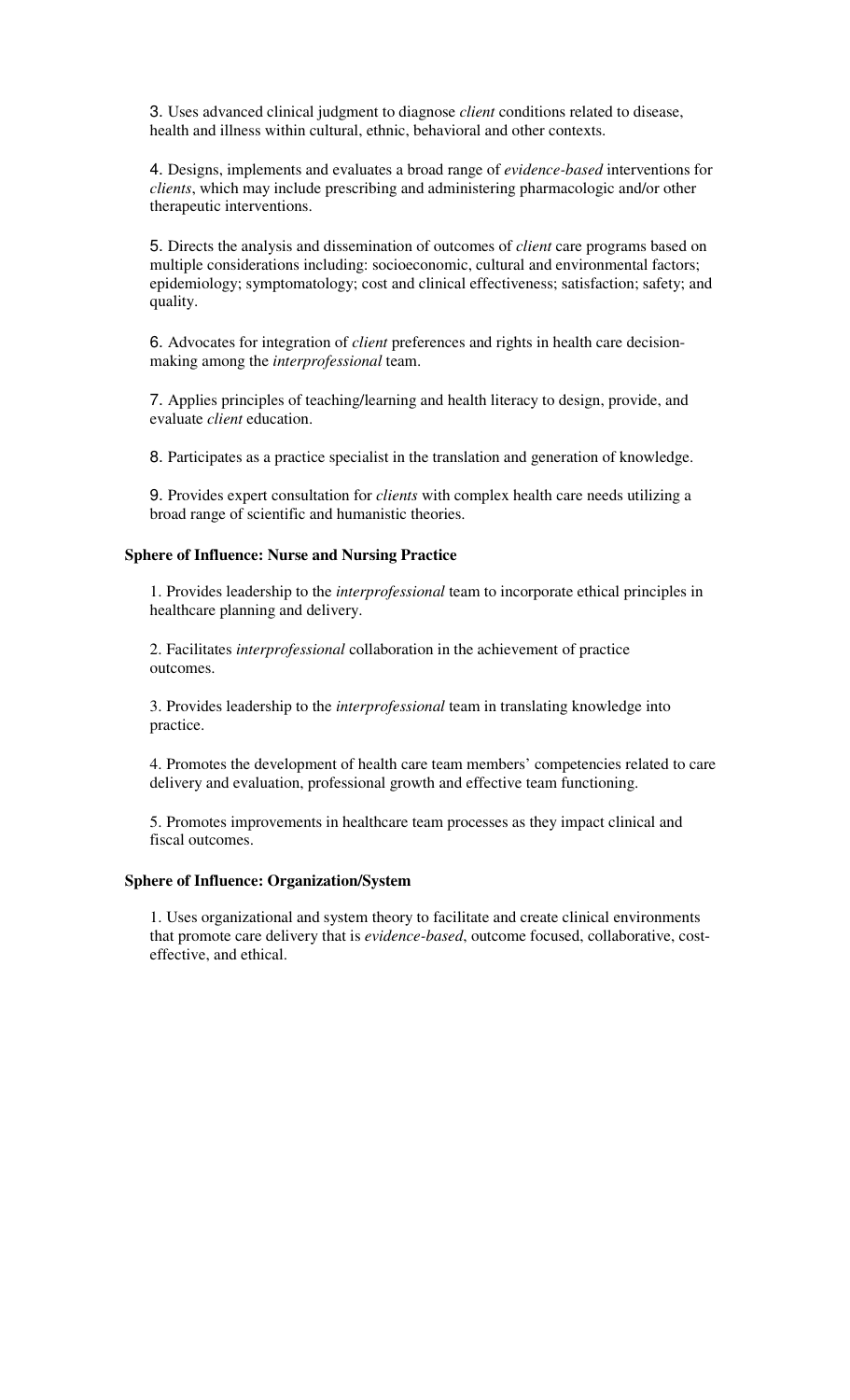3. Uses advanced clinical judgment to diagnose *client* conditions related to disease, health and illness within cultural, ethnic, behavioral and other contexts.

4. Designs, implements and evaluates a broad range of *evidence-based* interventions for *clients*, which may include prescribing and administering pharmacologic and/or other therapeutic interventions.

5. Directs the analysis and dissemination of outcomes of *client* care programs based on multiple considerations including: socioeconomic, cultural and environmental factors; epidemiology; symptomatology; cost and clinical effectiveness; satisfaction; safety; and quality.

6. Advocates for integration of *client* preferences and rights in health care decision-making among the *interprofessional* team.

7. Applies principles of teaching/learning and health literacy to design, provide, and evaluate *client* education.

8. Participates as a practice specialist in the translation and generation of knowledge.

9. Provides expert consultation for *clients* with complex health care needs utilizing a broad range of scientific and humanistic theories.

**Sphere of Influence: Nurse and Nursing Practice**

1. Provides leadership to the *interprofessional* team to incorporate ethical principles in healthcare planning and delivery.

2. Facilitates *interprofessional* collaboration in the achievement of practice outcomes.

3. Provides leadership to the *interprofessional* team in translating knowledge into practice.

4. Promotes the development of health care team members' competencies related to care delivery and evaluation, professional growth and effective team functioning.

5. Promotes improvements in healthcare team processes as they impact clinical and fiscal outcomes.

**Sphere of Influence: Organization/System**

1. Uses organizational and system theory to facilitate and create clinical environments that promote care delivery that is *evidence-based*, outcome focused, collaborative, cost-effective, and ethical.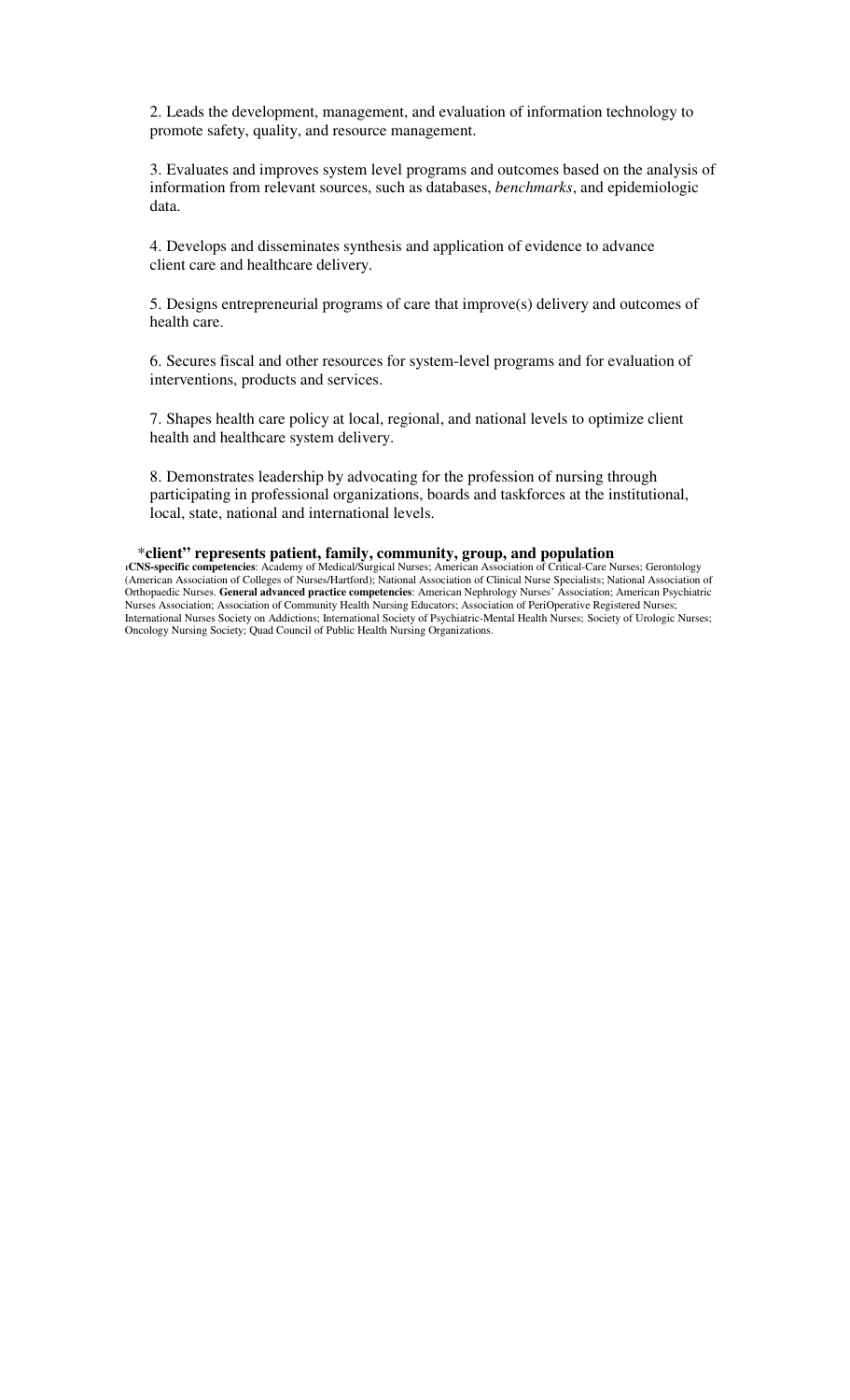2. Leads the development, management, and evaluation of information technology to promote safety, quality, and resource management.

3. Evaluates and improves system level programs and outcomes based on the analysis of information from relevant sources, such as databases, *benchmarks*, and epidemiologic data.

4. Develops and disseminates synthesis and application of evidence to advance client care and healthcare delivery.

5. Designs entrepreneurial programs of care that improve(s) delivery and outcomes of health care.

6. Secures fiscal and other resources for system-level programs and for evaluation of interventions, products and services.

7. Shapes health care policy at local, regional, and national levels to optimize client health and healthcare system delivery.

8. Demonstrates leadership by advocating for the profession of nursing through participating in professional organizations, boards and taskforces at the institutional, local, state, national and international levels.

\***client" represents patient, family, community, group, and population**

[1]**CNS-specific competencies**: Academy of Medical/Surgical Nurses; American Association of Critical-Care Nurses; Gerontology (American Association of Colleges of Nurses/Hartford); National Association of Clinical Nurse Specialists; National Association of Orthopaedic Nurses. **General advanced practice competencies**: American Nephrology Nurses' Association; American Psychiatric Nurses Association; Association of Community Health Nursing Educators; Association of PeriOperative Registered Nurses; International Nurses Society on Addictions; International Society of Psychiatric-Mental Health Nurses; Society of Urologic Nurses; Oncology Nursing Society; Quad Council of Public Health Nursing Organizations.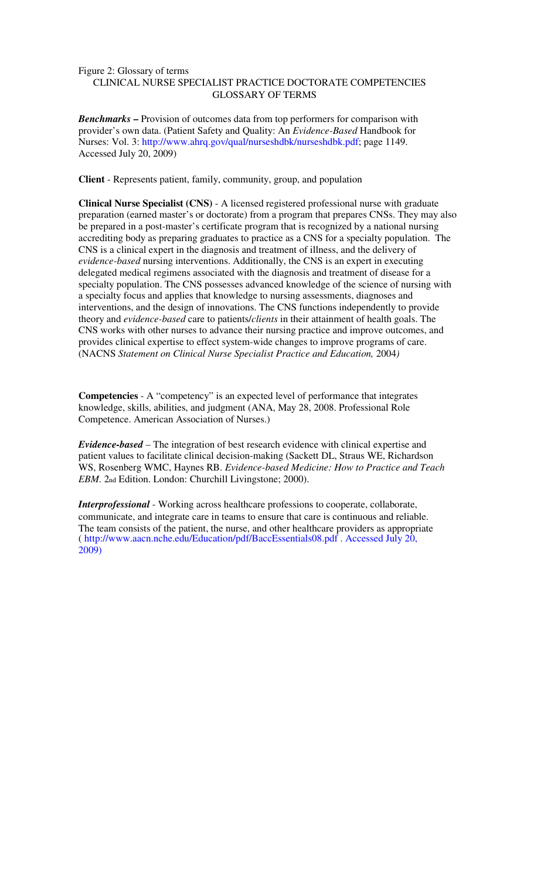Figure 2: Glossary of terms

# CLINICAL NURSE SPECIALIST PRACTICE DOCTORATE COMPETENCIES
## GLOSSARY OF TERMS

***Benchmarks* –** Provision of outcomes data from top performers for comparison with provider's own data. (Patient Safety and Quality: An *Evidence-Based* Handbook for Nurses: Vol. 3: http://www.ahrq.gov/qual/nurseshdbk/nurseshdbk.pdf; page 1149. Accessed July 20, 2009)

**Client** - Represents patient, family, community, group, and population

**Clinical Nurse Specialist (CNS)** - A licensed registered professional nurse with graduate preparation (earned master's or doctorate) from a program that prepares CNSs. They may also be prepared in a post-master's certificate program that is recognized by a national nursing accrediting body as preparing graduates to practice as a CNS for a specialty population. The CNS is a clinical expert in the diagnosis and treatment of illness, and the delivery of *evidence-based* nursing interventions. Additionally, the CNS is an expert in executing delegated medical regimens associated with the diagnosis and treatment of disease for a specialty population. The CNS possesses advanced knowledge of the science of nursing with a specialty focus and applies that knowledge to nursing assessments, diagnoses and interventions, and the design of innovations. The CNS functions independently to provide theory and *evidence-based* care to patients/*clients* in their attainment of health goals. The CNS works with other nurses to advance their nursing practice and improve outcomes, and provides clinical expertise to effect system-wide changes to improve programs of care. (NACNS *Statement on Clinical Nurse Specialist Practice and Education,* 2004*)*

**Competencies** - A "competency" is an expected level of performance that integrates knowledge, skills, abilities, and judgment (ANA, May 28, 2008. Professional Role Competence. American Association of Nurses.)

***Evidence-based*** – The integration of best research evidence with clinical expertise and patient values to facilitate clinical decision-making (Sackett DL, Straus WE, Richardson WS, Rosenberg WMC, Haynes RB. *Evidence-based Medicine: How to Practice and Teach EBM.* 2nd Edition. London: Churchill Livingstone; 2000).

***Interprofessional*** - Working across healthcare professions to cooperate, collaborate, communicate, and integrate care in teams to ensure that care is continuous and reliable. The team consists of the patient, the nurse, and other healthcare providers as appropriate ( http://www.aacn.nche.edu/Education/pdf/BaccEssentials08.pdf . Accessed July 20, 2009)